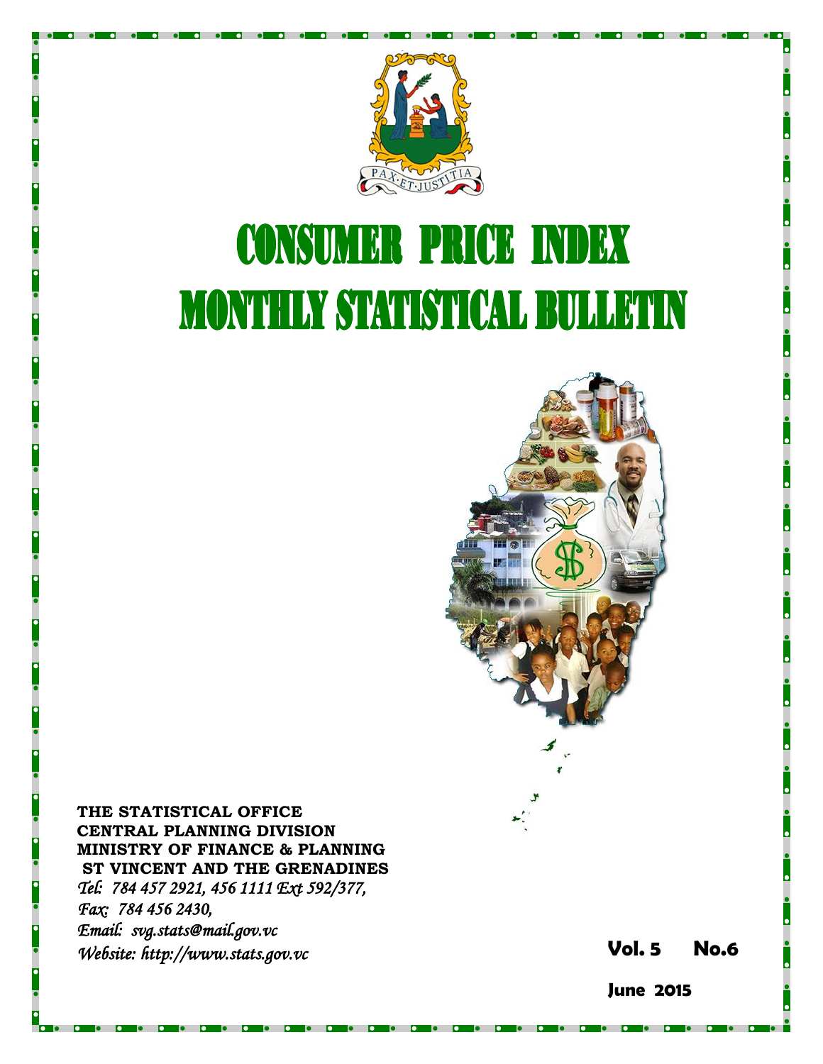# CONSUMER PRICE INDEX
# MONTHLY STATISTICAL BULLETIN

**THE STATISTICAL OFFICE**
**CENTRAL PLANNING DIVISION**
**MINISTRY OF FINANCE & PLANNING**
**ST VINCENT AND THE GRENADINES**
*Tel: 784 457 2921, 456 1111 Ext 592/377,*
*Fax: 784 456 2430,*
*Email: svg.stats@mail.gov.vc*
*Website: http://www.stats.gov.vc*

**Vol. 5 No.6**

**June 2015**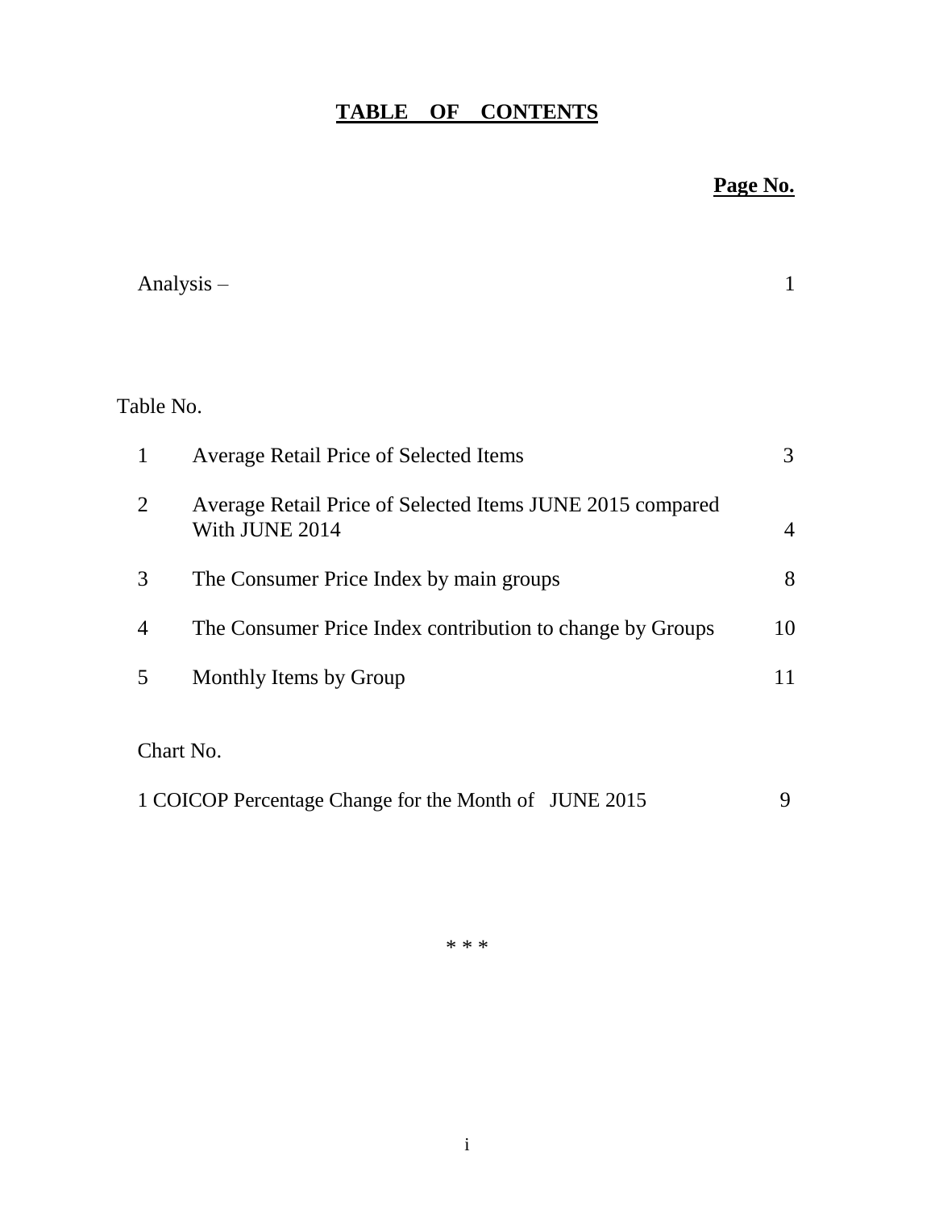# TABLE OF CONTENTS

| | | Page No. |
|---|---|---|
| Analysis – | | 1 |
| Table No. | | |
| 1 | Average Retail Price of Selected Items | 3 |
| 2 | Average Retail Price of Selected Items JUNE 2015 compared With JUNE 2014 | 4 |
| 3 | The Consumer Price Index by main groups | 8 |
| 4 | The Consumer Price Index contribution to change by Groups | 10 |
| 5 | Monthly Items by Group | 11 |
| Chart No. | | |
| 1 | COICOP Percentage Change for the Month of JUNE 2015 | 9 |

\* \* \*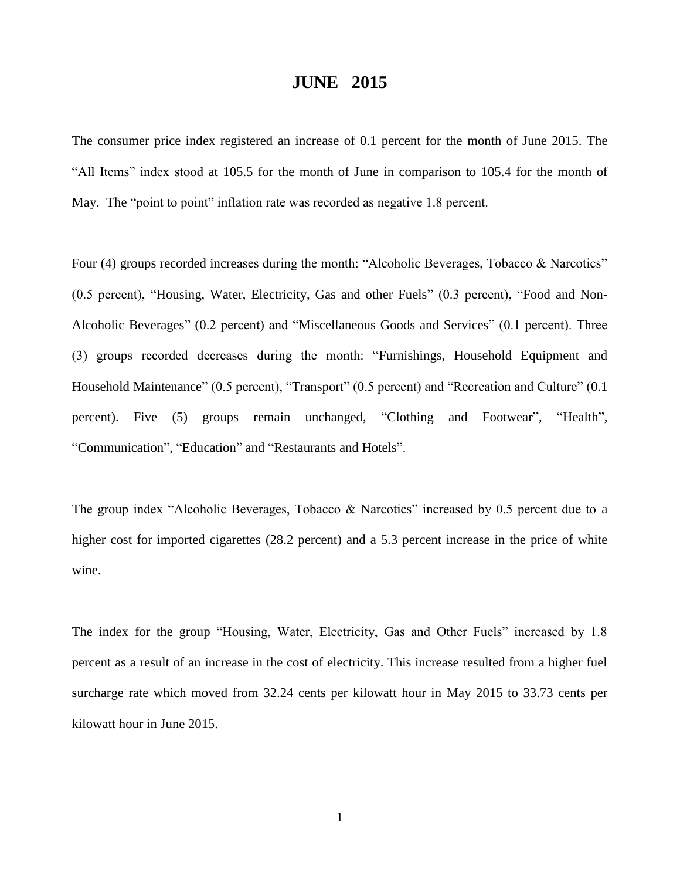# JUNE 2015

The consumer price index registered an increase of 0.1 percent for the month of June 2015. The "All Items" index stood at 105.5 for the month of June in comparison to 105.4 for the month of May. The "point to point" inflation rate was recorded as negative 1.8 percent.

Four (4) groups recorded increases during the month: "Alcoholic Beverages, Tobacco & Narcotics" (0.5 percent), "Housing, Water, Electricity, Gas and other Fuels" (0.3 percent), "Food and Non-Alcoholic Beverages" (0.2 percent) and "Miscellaneous Goods and Services" (0.1 percent). Three (3) groups recorded decreases during the month: "Furnishings, Household Equipment and Household Maintenance" (0.5 percent), "Transport" (0.5 percent) and "Recreation and Culture" (0.1 percent). Five (5) groups remain unchanged, "Clothing and Footwear", "Health", "Communication", "Education" and "Restaurants and Hotels".

The group index "Alcoholic Beverages, Tobacco & Narcotics" increased by 0.5 percent due to a higher cost for imported cigarettes (28.2 percent) and a 5.3 percent increase in the price of white wine.

The index for the group "Housing, Water, Electricity, Gas and Other Fuels" increased by 1.8 percent as a result of an increase in the cost of electricity. This increase resulted from a higher fuel surcharge rate which moved from 32.24 cents per kilowatt hour in May 2015 to 33.73 cents per kilowatt hour in June 2015.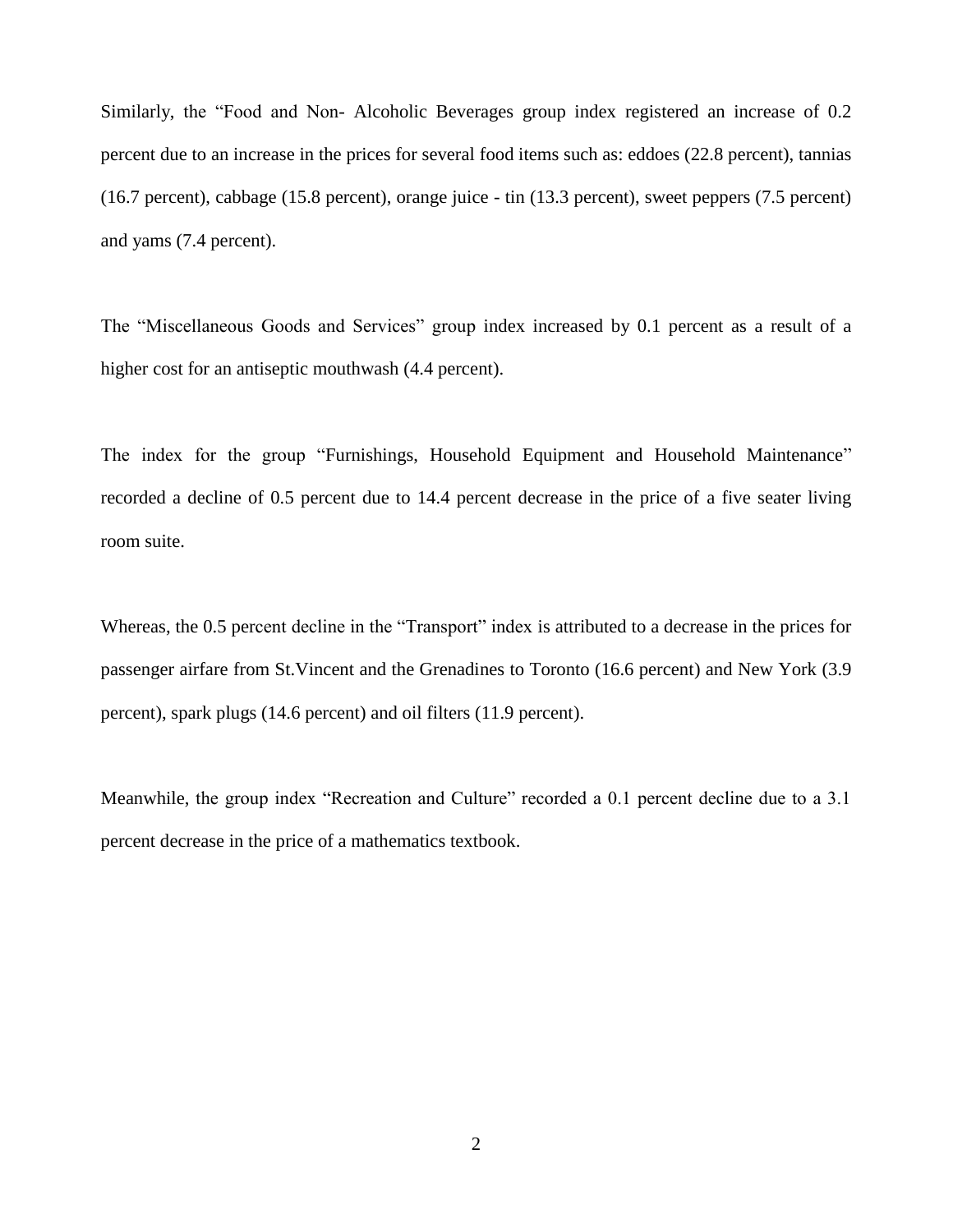Similarly, the "Food and Non- Alcoholic Beverages group index registered an increase of 0.2 percent due to an increase in the prices for several food items such as: eddoes (22.8 percent), tannias (16.7 percent), cabbage (15.8 percent), orange juice - tin (13.3 percent), sweet peppers (7.5 percent) and yams (7.4 percent).

The "Miscellaneous Goods and Services" group index increased by 0.1 percent as a result of a higher cost for an antiseptic mouthwash (4.4 percent).

The index for the group "Furnishings, Household Equipment and Household Maintenance" recorded a decline of 0.5 percent due to 14.4 percent decrease in the price of a five seater living room suite.

Whereas, the 0.5 percent decline in the "Transport" index is attributed to a decrease in the prices for passenger airfare from St.Vincent and the Grenadines to Toronto (16.6 percent) and New York (3.9 percent), spark plugs (14.6 percent) and oil filters (11.9 percent).

Meanwhile, the group index "Recreation and Culture" recorded a 0.1 percent decline due to a 3.1 percent decrease in the price of a mathematics textbook.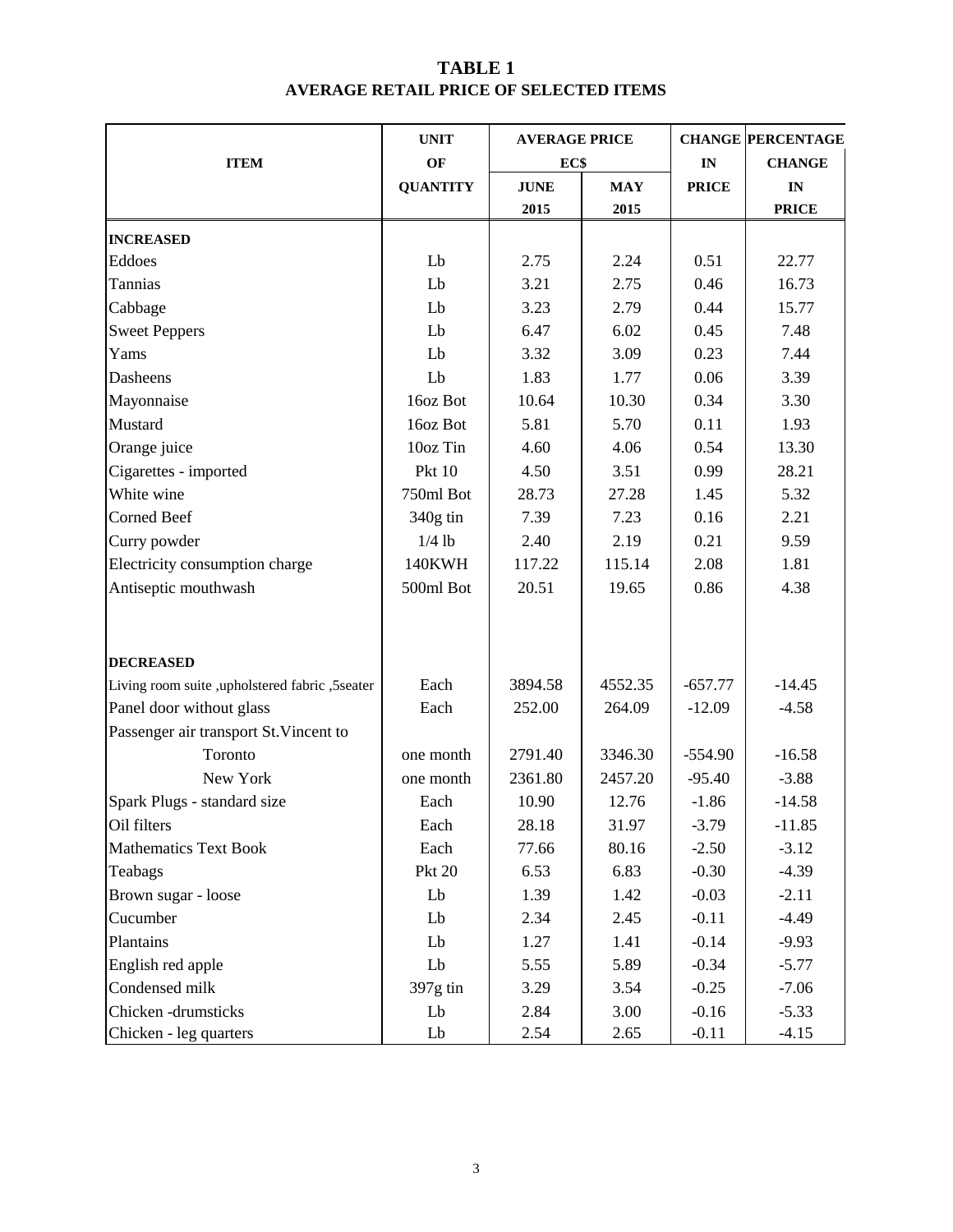# TABLE 1
## AVERAGE RETAIL PRICE OF SELECTED ITEMS

| ITEM | UNIT OF QUANTITY | AVERAGE PRICE EC$ JUNE 2015 | MAY 2015 | CHANGE IN PRICE | PERCENTAGE CHANGE IN PRICE |
|---|---|---|---|---|---|
| **INCREASED** | | | | | |
| Eddoes | Lb | 2.75 | 2.24 | 0.51 | 22.77 |
| Tannias | Lb | 3.21 | 2.75 | 0.46 | 16.73 |
| Cabbage | Lb | 3.23 | 2.79 | 0.44 | 15.77 |
| Sweet Peppers | Lb | 6.47 | 6.02 | 0.45 | 7.48 |
| Yams | Lb | 3.32 | 3.09 | 0.23 | 7.44 |
| Dasheens | Lb | 1.83 | 1.77 | 0.06 | 3.39 |
| Mayonnaise | 16oz Bot | 10.64 | 10.30 | 0.34 | 3.30 |
| Mustard | 16oz Bot | 5.81 | 5.70 | 0.11 | 1.93 |
| Orange juice | 10oz Tin | 4.60 | 4.06 | 0.54 | 13.30 |
| Cigarettes - imported | Pkt 10 | 4.50 | 3.51 | 0.99 | 28.21 |
| White wine | 750ml Bot | 28.73 | 27.28 | 1.45 | 5.32 |
| Corned Beef | 340g tin | 7.39 | 7.23 | 0.16 | 2.21 |
| Curry powder | 1/4 lb | 2.40 | 2.19 | 0.21 | 9.59 |
| Electricity consumption charge | 140KWH | 117.22 | 115.14 | 2.08 | 1.81 |
| Antiseptic mouthwash | 500ml Bot | 20.51 | 19.65 | 0.86 | 4.38 |
| **DECREASED** | | | | | |
| Living room suite ,upholstered fabric ,5seater | Each | 3894.58 | 4552.35 | -657.77 | -14.45 |
| Panel door without glass | Each | 252.00 | 264.09 | -12.09 | -4.58 |
| Passenger air transport St.Vincent to | | | | | |
| Toronto | one month | 2791.40 | 3346.30 | -554.90 | -16.58 |
| New York | one month | 2361.80 | 2457.20 | -95.40 | -3.88 |
| Spark Plugs - standard size | Each | 10.90 | 12.76 | -1.86 | -14.58 |
| Oil filters | Each | 28.18 | 31.97 | -3.79 | -11.85 |
| Mathematics Text Book | Each | 77.66 | 80.16 | -2.50 | -3.12 |
| Teabags | Pkt 20 | 6.53 | 6.83 | -0.30 | -4.39 |
| Brown sugar - loose | Lb | 1.39 | 1.42 | -0.03 | -2.11 |
| Cucumber | Lb | 2.34 | 2.45 | -0.11 | -4.49 |
| Plantains | Lb | 1.27 | 1.41 | -0.14 | -9.93 |
| English red apple | Lb | 5.55 | 5.89 | -0.34 | -5.77 |
| Condensed milk | 397g tin | 3.29 | 3.54 | -0.25 | -7.06 |
| Chicken -drumsticks | Lb | 2.84 | 3.00 | -0.16 | -5.33 |
| Chicken - leg quarters | Lb | 2.54 | 2.65 | -0.11 | -4.15 |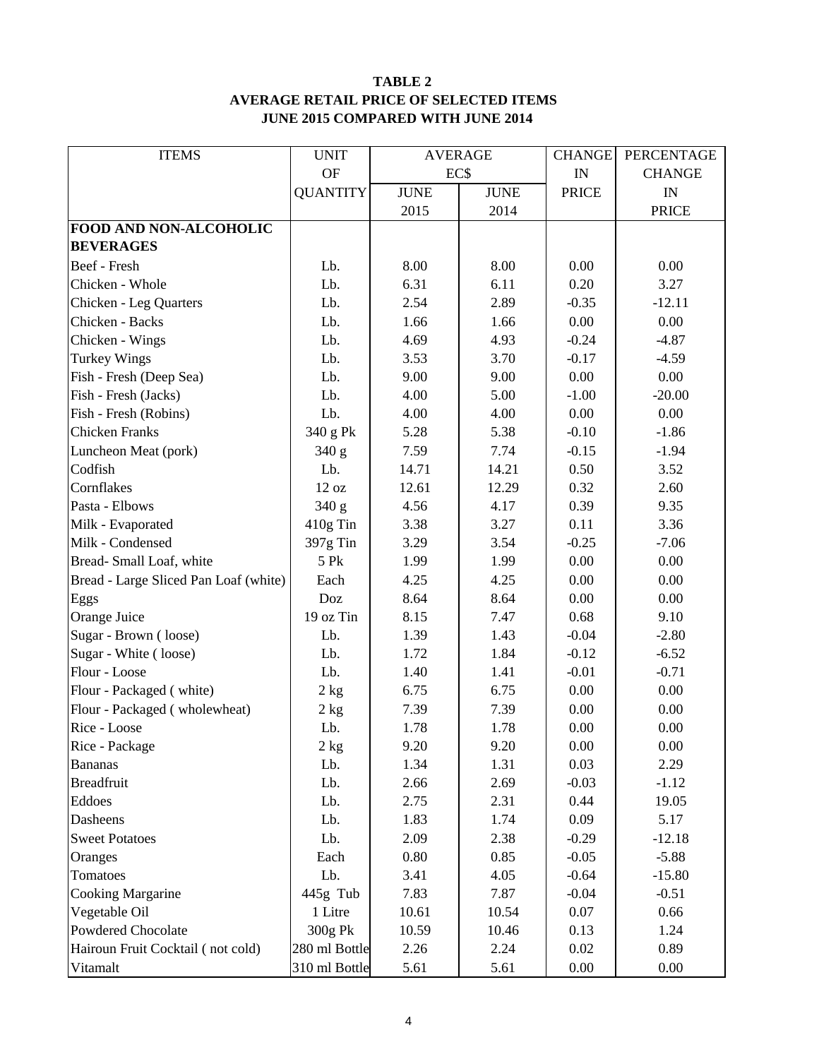**TABLE 2**
**AVERAGE RETAIL PRICE OF SELECTED ITEMS**
**JUNE 2015 COMPARED WITH JUNE 2014**

| ITEMS | UNIT OF QUANTITY | AVERAGE EC$ JUNE 2015 | AVERAGE EC$ JUNE 2014 | CHANGE IN PRICE | PERCENTAGE CHANGE IN PRICE |
|---|---|---|---|---|---|
| **FOOD AND NON-ALCOHOLIC BEVERAGES** | | | | | |
| Beef - Fresh | Lb. | 8.00 | 8.00 | 0.00 | 0.00 |
| Chicken - Whole | Lb. | 6.31 | 6.11 | 0.20 | 3.27 |
| Chicken - Leg Quarters | Lb. | 2.54 | 2.89 | -0.35 | -12.11 |
| Chicken - Backs | Lb. | 1.66 | 1.66 | 0.00 | 0.00 |
| Chicken - Wings | Lb. | 4.69 | 4.93 | -0.24 | -4.87 |
| Turkey Wings | Lb. | 3.53 | 3.70 | -0.17 | -4.59 |
| Fish - Fresh (Deep Sea) | Lb. | 9.00 | 9.00 | 0.00 | 0.00 |
| Fish - Fresh (Jacks) | Lb. | 4.00 | 5.00 | -1.00 | -20.00 |
| Fish - Fresh (Robins) | Lb. | 4.00 | 4.00 | 0.00 | 0.00 |
| Chicken Franks | 340 g Pk | 5.28 | 5.38 | -0.10 | -1.86 |
| Luncheon Meat (pork) | 340 g | 7.59 | 7.74 | -0.15 | -1.94 |
| Codfish | Lb. | 14.71 | 14.21 | 0.50 | 3.52 |
| Cornflakes | 12 oz | 12.61 | 12.29 | 0.32 | 2.60 |
| Pasta - Elbows | 340 g | 4.56 | 4.17 | 0.39 | 9.35 |
| Milk - Evaporated | 410g Tin | 3.38 | 3.27 | 0.11 | 3.36 |
| Milk - Condensed | 397g Tin | 3.29 | 3.54 | -0.25 | -7.06 |
| Bread- Small Loaf, white | 5 Pk | 1.99 | 1.99 | 0.00 | 0.00 |
| Bread - Large Sliced Pan Loaf (white) | Each | 4.25 | 4.25 | 0.00 | 0.00 |
| Eggs | Doz | 8.64 | 8.64 | 0.00 | 0.00 |
| Orange Juice | 19 oz Tin | 8.15 | 7.47 | 0.68 | 9.10 |
| Sugar - Brown ( loose) | Lb. | 1.39 | 1.43 | -0.04 | -2.80 |
| Sugar - White ( loose) | Lb. | 1.72 | 1.84 | -0.12 | -6.52 |
| Flour - Loose | Lb. | 1.40 | 1.41 | -0.01 | -0.71 |
| Flour - Packaged ( white) | 2 kg | 6.75 | 6.75 | 0.00 | 0.00 |
| Flour - Packaged ( wholewheat) | 2 kg | 7.39 | 7.39 | 0.00 | 0.00 |
| Rice - Loose | Lb. | 1.78 | 1.78 | 0.00 | 0.00 |
| Rice - Package | 2 kg | 9.20 | 9.20 | 0.00 | 0.00 |
| Bananas | Lb. | 1.34 | 1.31 | 0.03 | 2.29 |
| Breadfruit | Lb. | 2.66 | 2.69 | -0.03 | -1.12 |
| Eddoes | Lb. | 2.75 | 2.31 | 0.44 | 19.05 |
| Dasheens | Lb. | 1.83 | 1.74 | 0.09 | 5.17 |
| Sweet Potatoes | Lb. | 2.09 | 2.38 | -0.29 | -12.18 |
| Oranges | Each | 0.80 | 0.85 | -0.05 | -5.88 |
| Tomatoes | Lb. | 3.41 | 4.05 | -0.64 | -15.80 |
| Cooking Margarine | 445g Tub | 7.83 | 7.87 | -0.04 | -0.51 |
| Vegetable Oil | 1 Litre | 10.61 | 10.54 | 0.07 | 0.66 |
| Powdered Chocolate | 300g Pk | 10.59 | 10.46 | 0.13 | 1.24 |
| Hairoun Fruit Cocktail ( not cold) | 280 ml Bottle | 2.26 | 2.24 | 0.02 | 0.89 |
| Vitamalt | 310 ml Bottle | 5.61 | 5.61 | 0.00 | 0.00 |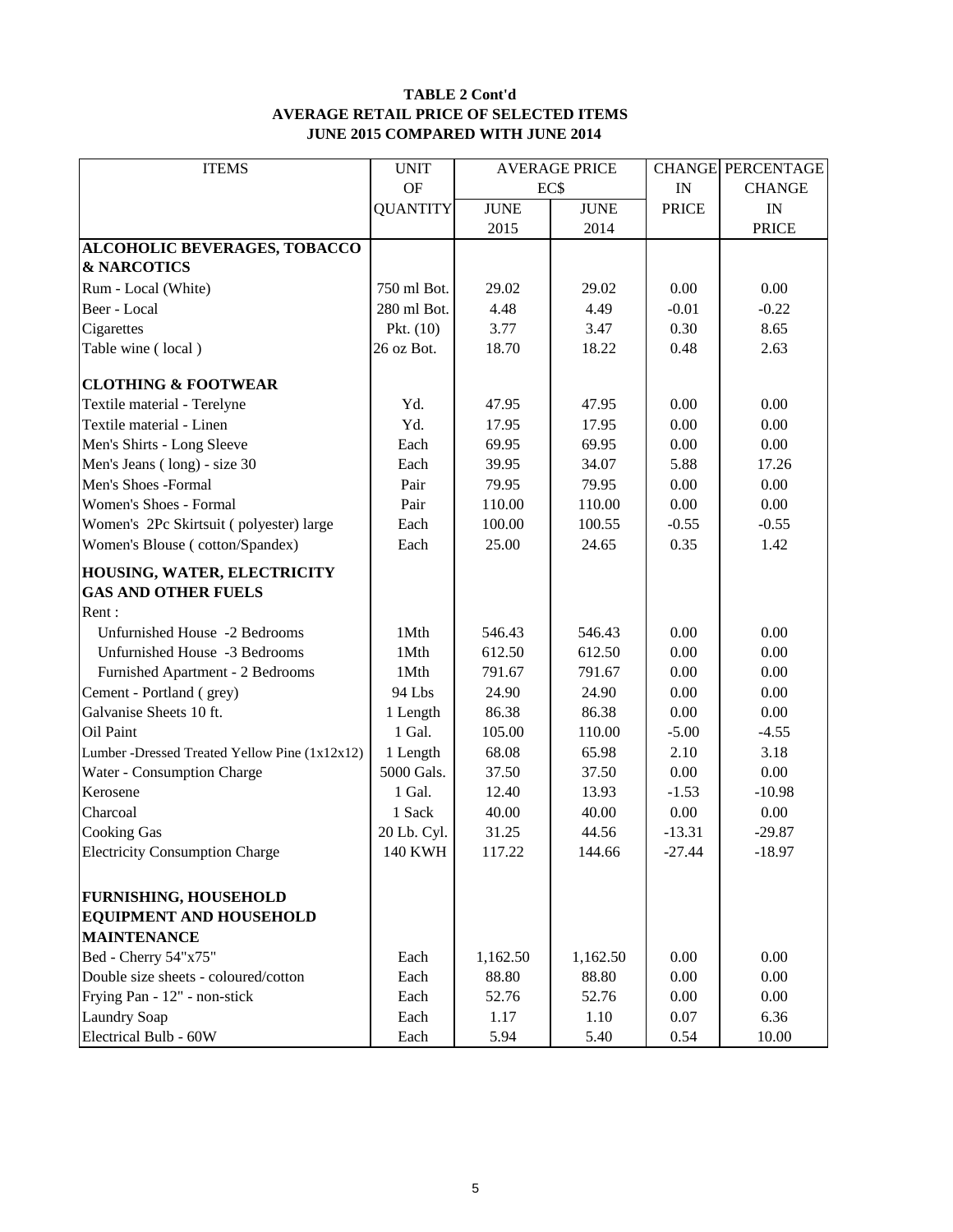**TABLE 2 Cont'd**
**AVERAGE RETAIL PRICE OF SELECTED ITEMS**
**JUNE 2015 COMPARED WITH JUNE 2014**

| ITEMS | UNIT OF QUANTITY | AVERAGE PRICE EC$ JUNE 2015 | AVERAGE PRICE EC$ JUNE 2014 | CHANGE IN PRICE | PERCENTAGE CHANGE IN PRICE |
|---|---|---|---|---|---|
| **ALCOHOLIC BEVERAGES, TOBACCO & NARCOTICS** | | | | | |
| Rum - Local (White) | 750 ml Bot. | 29.02 | 29.02 | 0.00 | 0.00 |
| Beer - Local | 280 ml Bot. | 4.48 | 4.49 | -0.01 | -0.22 |
| Cigarettes | Pkt. (10) | 3.77 | 3.47 | 0.30 | 8.65 |
| Table wine ( local ) | 26 oz Bot. | 18.70 | 18.22 | 0.48 | 2.63 |
| **CLOTHING & FOOTWEAR** | | | | | |
| Textile material - Terelyne | Yd. | 47.95 | 47.95 | 0.00 | 0.00 |
| Textile material - Linen | Yd. | 17.95 | 17.95 | 0.00 | 0.00 |
| Men's Shirts - Long Sleeve | Each | 69.95 | 69.95 | 0.00 | 0.00 |
| Men's Jeans ( long) - size 30 | Each | 39.95 | 34.07 | 5.88 | 17.26 |
| Men's Shoes -Formal | Pair | 79.95 | 79.95 | 0.00 | 0.00 |
| Women's Shoes - Formal | Pair | 110.00 | 110.00 | 0.00 | 0.00 |
| Women's 2Pc Skirtsuit ( polyester) large | Each | 100.00 | 100.55 | -0.55 | -0.55 |
| Women's Blouse ( cotton/Spandex) | Each | 25.00 | 24.65 | 0.35 | 1.42 |
| **HOUSING, WATER, ELECTRICITY GAS AND OTHER FUELS** | | | | | |
| Rent : | | | | | |
| Unfurnished House -2 Bedrooms | 1Mth | 546.43 | 546.43 | 0.00 | 0.00 |
| Unfurnished House -3 Bedrooms | 1Mth | 612.50 | 612.50 | 0.00 | 0.00 |
| Furnished Apartment - 2 Bedrooms | 1Mth | 791.67 | 791.67 | 0.00 | 0.00 |
| Cement - Portland ( grey) | 94 Lbs | 24.90 | 24.90 | 0.00 | 0.00 |
| Galvanise Sheets 10 ft. | 1 Length | 86.38 | 86.38 | 0.00 | 0.00 |
| Oil Paint | 1 Gal. | 105.00 | 110.00 | -5.00 | -4.55 |
| Lumber -Dressed Treated Yellow Pine (1x12x12) | 1 Length | 68.08 | 65.98 | 2.10 | 3.18 |
| Water - Consumption Charge | 5000 Gals. | 37.50 | 37.50 | 0.00 | 0.00 |
| Kerosene | 1 Gal. | 12.40 | 13.93 | -1.53 | -10.98 |
| Charcoal | 1 Sack | 40.00 | 40.00 | 0.00 | 0.00 |
| Cooking Gas | 20 Lb. Cyl. | 31.25 | 44.56 | -13.31 | -29.87 |
| Electricity Consumption Charge | 140 KWH | 117.22 | 144.66 | -27.44 | -18.97 |
| **FURNISHING, HOUSEHOLD EQUIPMENT AND HOUSEHOLD MAINTENANCE** | | | | | |
| Bed - Cherry 54"x75" | Each | 1,162.50 | 1,162.50 | 0.00 | 0.00 |
| Double size sheets - coloured/cotton | Each | 88.80 | 88.80 | 0.00 | 0.00 |
| Frying Pan - 12" - non-stick | Each | 52.76 | 52.76 | 0.00 | 0.00 |
| Laundry Soap | Each | 1.17 | 1.10 | 0.07 | 6.36 |
| Electrical Bulb - 60W | Each | 5.94 | 5.40 | 0.54 | 10.00 |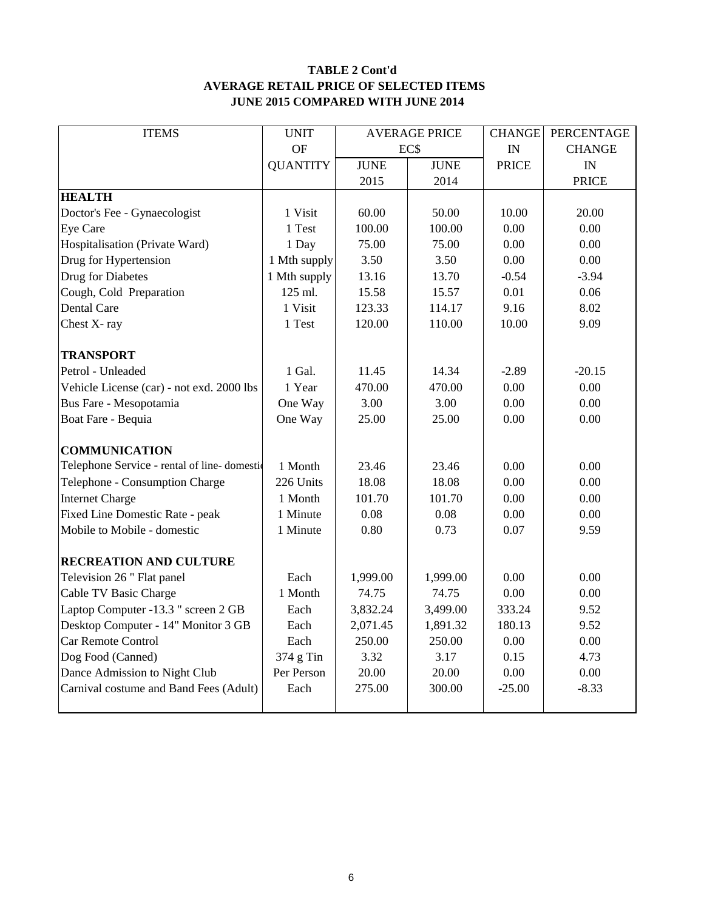**TABLE 2 Cont'd**
**AVERAGE RETAIL PRICE OF SELECTED ITEMS**
**JUNE 2015 COMPARED WITH JUNE 2014**

| ITEMS | UNIT OF QUANTITY | AVERAGE PRICE EC$ JUNE 2015 | JUNE 2014 | CHANGE IN PRICE | PERCENTAGE CHANGE IN PRICE |
|---|---|---|---|---|---|
| **HEALTH** | | | | | |
| Doctor's Fee - Gynaecologist | 1 Visit | 60.00 | 50.00 | 10.00 | 20.00 |
| Eye Care | 1 Test | 100.00 | 100.00 | 0.00 | 0.00 |
| Hospitalisation (Private Ward) | 1 Day | 75.00 | 75.00 | 0.00 | 0.00 |
| Drug for Hypertension | 1 Mth supply | 3.50 | 3.50 | 0.00 | 0.00 |
| Drug for Diabetes | 1 Mth supply | 13.16 | 13.70 | -0.54 | -3.94 |
| Cough, Cold Preparation | 125 ml. | 15.58 | 15.57 | 0.01 | 0.06 |
| Dental Care | 1 Visit | 123.33 | 114.17 | 9.16 | 8.02 |
| Chest X- ray | 1 Test | 120.00 | 110.00 | 10.00 | 9.09 |
| **TRANSPORT** | | | | | |
| Petrol - Unleaded | 1 Gal. | 11.45 | 14.34 | -2.89 | -20.15 |
| Vehicle License (car) - not exd. 2000 lbs | 1 Year | 470.00 | 470.00 | 0.00 | 0.00 |
| Bus Fare - Mesopotamia | One Way | 3.00 | 3.00 | 0.00 | 0.00 |
| Boat Fare - Bequia | One Way | 25.00 | 25.00 | 0.00 | 0.00 |
| **COMMUNICATION** | | | | | |
| Telephone Service - rental of line- domestic | 1 Month | 23.46 | 23.46 | 0.00 | 0.00 |
| Telephone - Consumption Charge | 226 Units | 18.08 | 18.08 | 0.00 | 0.00 |
| Internet Charge | 1 Month | 101.70 | 101.70 | 0.00 | 0.00 |
| Fixed Line Domestic Rate - peak | 1 Minute | 0.08 | 0.08 | 0.00 | 0.00 |
| Mobile to Mobile - domestic | 1 Minute | 0.80 | 0.73 | 0.07 | 9.59 |
| **RECREATION AND CULTURE** | | | | | |
| Television 26 " Flat panel | Each | 1,999.00 | 1,999.00 | 0.00 | 0.00 |
| Cable TV Basic Charge | 1 Month | 74.75 | 74.75 | 0.00 | 0.00 |
| Laptop Computer -13.3 " screen 2 GB | Each | 3,832.24 | 3,499.00 | 333.24 | 9.52 |
| Desktop Computer - 14" Monitor 3 GB | Each | 2,071.45 | 1,891.32 | 180.13 | 9.52 |
| Car Remote Control | Each | 250.00 | 250.00 | 0.00 | 0.00 |
| Dog Food (Canned) | 374 g Tin | 3.32 | 3.17 | 0.15 | 4.73 |
| Dance Admission to Night Club | Per Person | 20.00 | 20.00 | 0.00 | 0.00 |
| Carnival costume and Band Fees (Adult) | Each | 275.00 | 300.00 | -25.00 | -8.33 |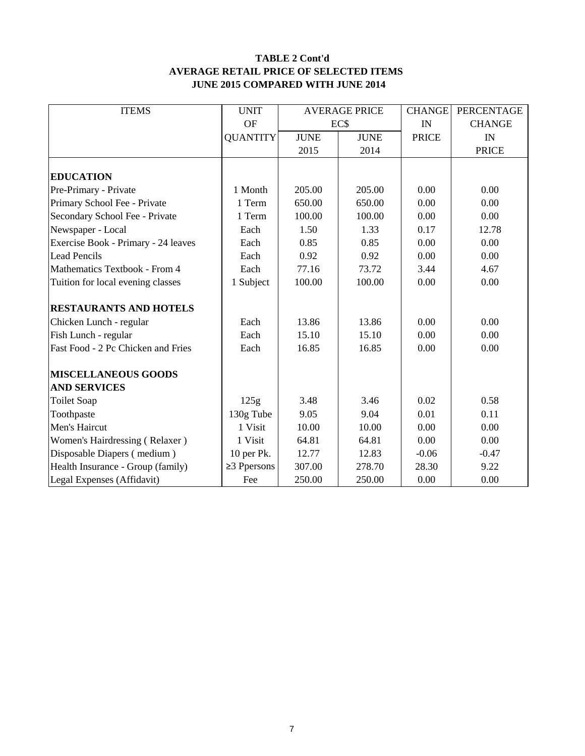**TABLE 2 Cont'd**
**AVERAGE RETAIL PRICE OF SELECTED ITEMS**
**JUNE 2015 COMPARED WITH JUNE 2014**

| ITEMS | UNIT OF QUANTITY | AVERAGE PRICE EC$ JUNE 2015 | AVERAGE PRICE EC$ JUNE 2014 | CHANGE IN PRICE | PERCENTAGE CHANGE IN PRICE |
|---|---|---|---|---|---|
| **EDUCATION** | | | | | |
| Pre-Primary - Private | 1 Month | 205.00 | 205.00 | 0.00 | 0.00 |
| Primary School Fee - Private | 1 Term | 650.00 | 650.00 | 0.00 | 0.00 |
| Secondary School Fee - Private | 1 Term | 100.00 | 100.00 | 0.00 | 0.00 |
| Newspaper - Local | Each | 1.50 | 1.33 | 0.17 | 12.78 |
| Exercise Book - Primary - 24 leaves | Each | 0.85 | 0.85 | 0.00 | 0.00 |
| Lead Pencils | Each | 0.92 | 0.92 | 0.00 | 0.00 |
| Mathematics Textbook - From 4 | Each | 77.16 | 73.72 | 3.44 | 4.67 |
| Tuition for local evening classes | 1 Subject | 100.00 | 100.00 | 0.00 | 0.00 |
| **RESTAURANTS AND HOTELS** | | | | | |
| Chicken Lunch - regular | Each | 13.86 | 13.86 | 0.00 | 0.00 |
| Fish Lunch - regular | Each | 15.10 | 15.10 | 0.00 | 0.00 |
| Fast Food - 2 Pc Chicken and Fries | Each | 16.85 | 16.85 | 0.00 | 0.00 |
| **MISCELLANEOUS GOODS AND SERVICES** | | | | | |
| Toilet Soap | 125g | 3.48 | 3.46 | 0.02 | 0.58 |
| Toothpaste | 130g Tube | 9.05 | 9.04 | 0.01 | 0.11 |
| Men's Haircut | 1 Visit | 10.00 | 10.00 | 0.00 | 0.00 |
| Women's Hairdressing ( Relaxer ) | 1 Visit | 64.81 | 64.81 | 0.00 | 0.00 |
| Disposable Diapers ( medium ) | 10 per Pk. | 12.77 | 12.83 | -0.06 | -0.47 |
| Health Insurance - Group (family) | ≥3 Ppersons | 307.00 | 278.70 | 28.30 | 9.22 |
| Legal Expenses (Affidavit) | Fee | 250.00 | 250.00 | 0.00 | 0.00 |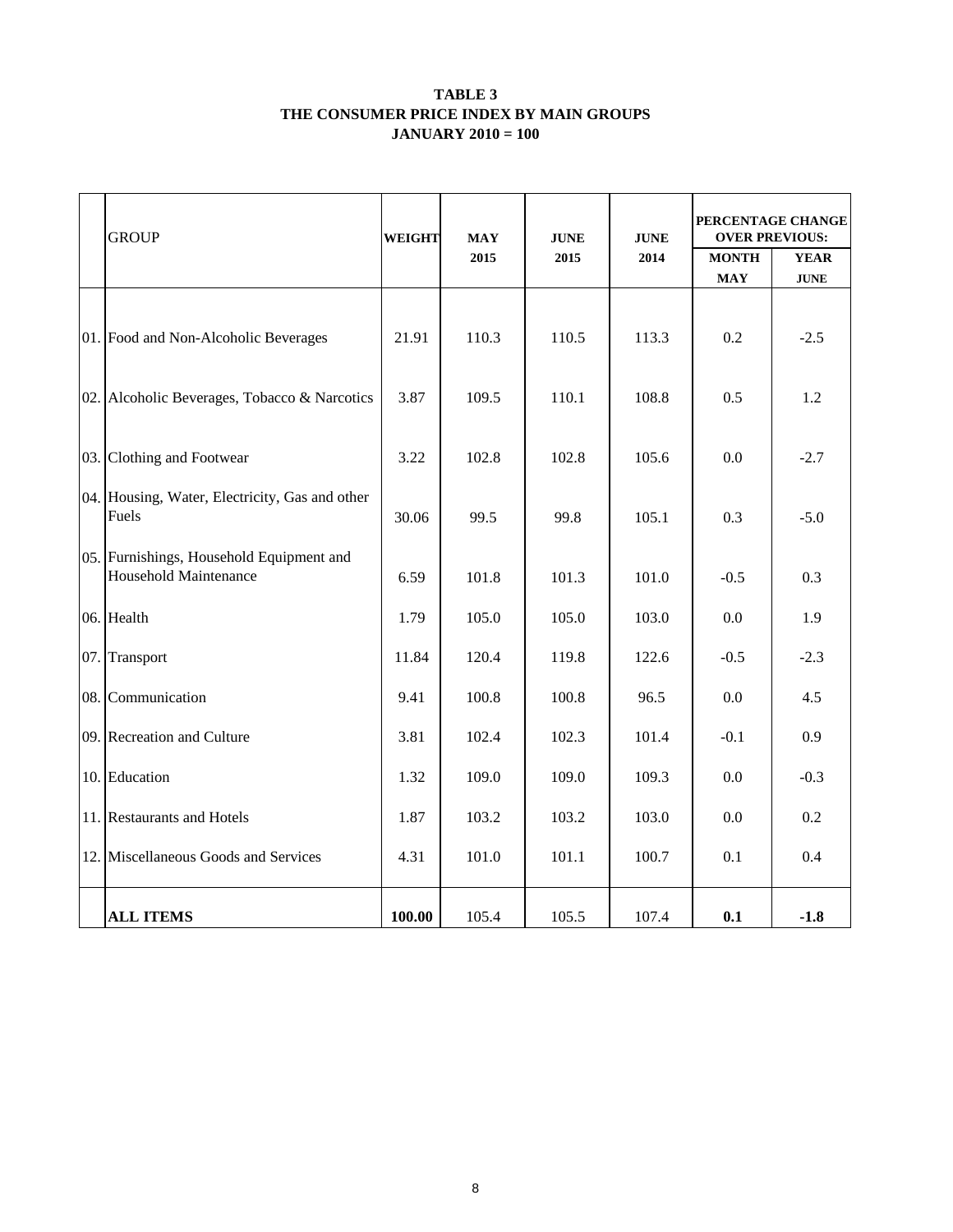**TABLE 3**
**THE CONSUMER PRICE INDEX BY MAIN GROUPS**
**JANUARY 2010 = 100**

| | GROUP | WEIGHT | MAY 2015 | JUNE 2015 | JUNE 2014 | PERCENTAGE CHANGE OVER PREVIOUS: | |
|---|---|---|---|---|---|---|---|
| | | | | | | MONTH MAY | YEAR JUNE |
| 01. | Food and Non-Alcoholic Beverages | 21.91 | 110.3 | 110.5 | 113.3 | 0.2 | -2.5 |
| 02. | Alcoholic Beverages, Tobacco & Narcotics | 3.87 | 109.5 | 110.1 | 108.8 | 0.5 | 1.2 |
| 03. | Clothing and Footwear | 3.22 | 102.8 | 102.8 | 105.6 | 0.0 | -2.7 |
| 04. | Housing, Water, Electricity, Gas and other Fuels | 30.06 | 99.5 | 99.8 | 105.1 | 0.3 | -5.0 |
| 05. | Furnishings, Household Equipment and Household Maintenance | 6.59 | 101.8 | 101.3 | 101.0 | -0.5 | 0.3 |
| 06. | Health | 1.79 | 105.0 | 105.0 | 103.0 | 0.0 | 1.9 |
| 07. | Transport | 11.84 | 120.4 | 119.8 | 122.6 | -0.5 | -2.3 |
| 08. | Communication | 9.41 | 100.8 | 100.8 | 96.5 | 0.0 | 4.5 |
| 09. | Recreation and Culture | 3.81 | 102.4 | 102.3 | 101.4 | -0.1 | 0.9 |
| 10. | Education | 1.32 | 109.0 | 109.0 | 109.3 | 0.0 | -0.3 |
| 11. | Restaurants and Hotels | 1.87 | 103.2 | 103.2 | 103.0 | 0.0 | 0.2 |
| 12. | Miscellaneous Goods and Services | 4.31 | 101.0 | 101.1 | 100.7 | 0.1 | 0.4 |
| | **ALL ITEMS** | **100.00** | 105.4 | 105.5 | 107.4 | **0.1** | **-1.8** |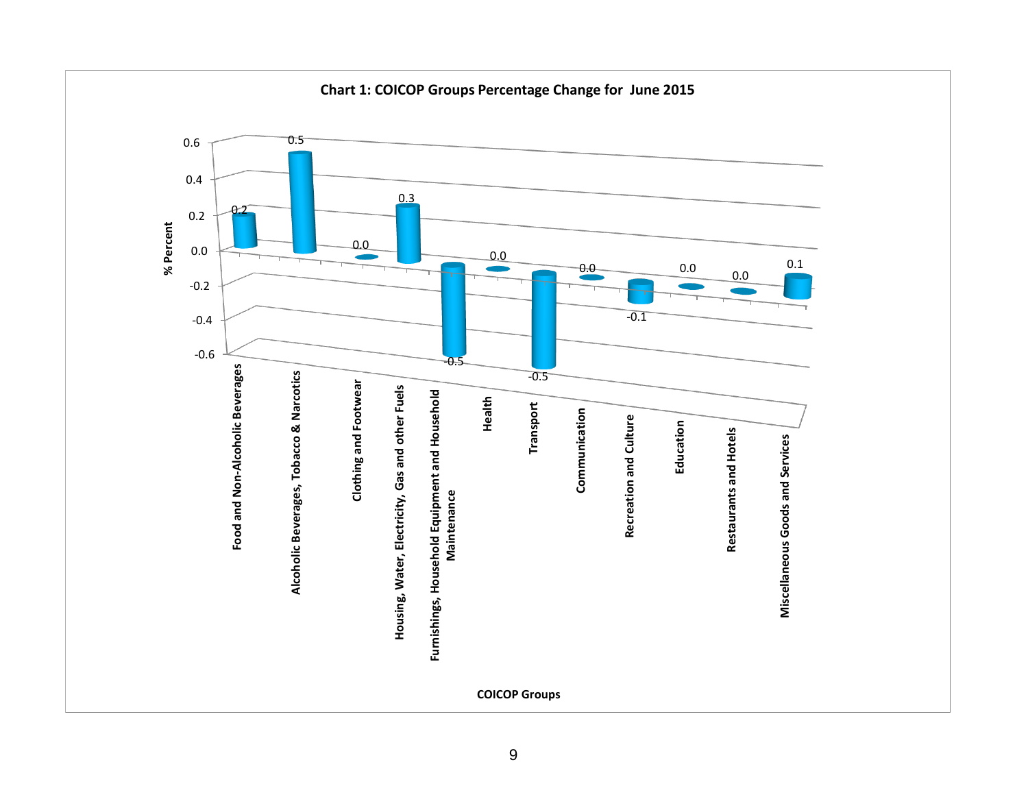**Chart 1: COICOP Groups Percentage Change for June 2015**

| COICOP Groups | % Percent |
|---|---|
| Food and Non-Alcoholic Beverages | 0.2 |
| Alcoholic Beverages, Tobacco & Narcotics | 0.5 |
| Clothing and Footwear | 0.0 |
| Housing, Water, Electricity, Gas and other Fuels | 0.3 |
| Furnishings, Household Equipment and Household Maintenance | -0.5 |
| Health | 0.0 |
| Transport | -0.5 |
| Communication | 0.0 |
| Recreation and Culture | -0.1 |
| Education | 0.0 |
| Restaurants and Hotels | 0.0 |
| Miscellaneous Goods and Services | 0.1 |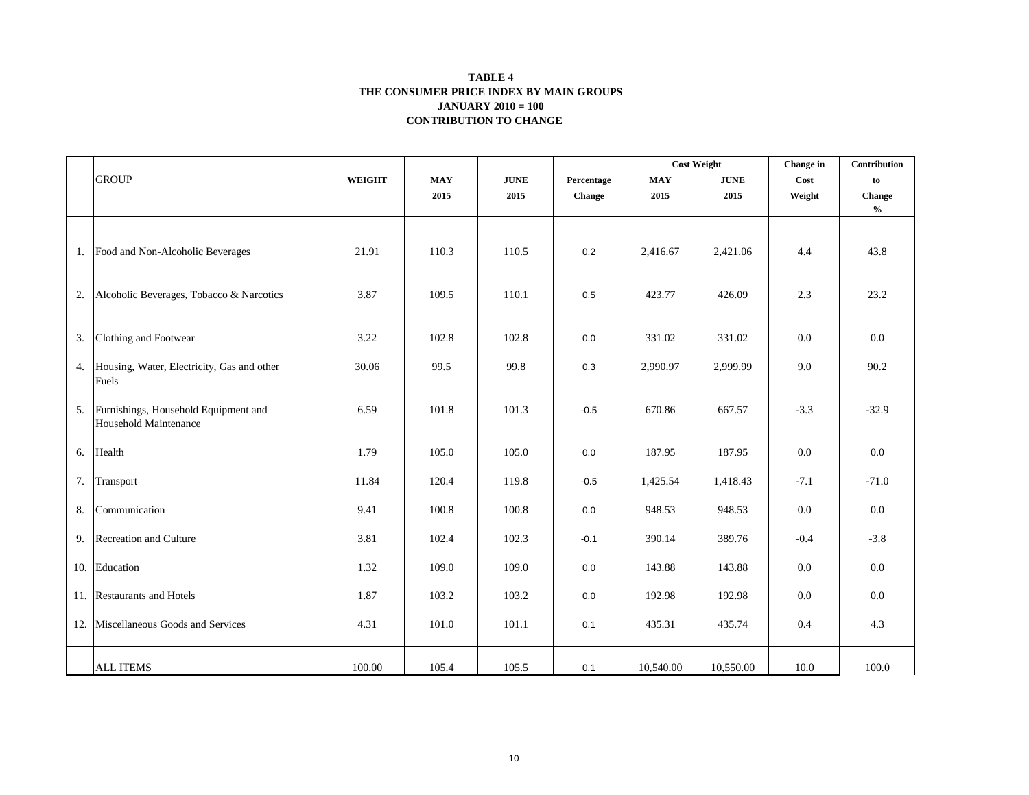**TABLE 4**
**THE CONSUMER PRICE INDEX BY MAIN GROUPS**
**JANUARY 2010 = 100**
**CONTRIBUTION TO CHANGE**

| | GROUP | WEIGHT | MAY 2015 | JUNE 2015 | Percentage Change | Cost Weight MAY 2015 | Cost Weight JUNE 2015 | Change in Cost Weight | Contribution to Change % |
|---|---|---|---|---|---|---|---|---|---|
| 1. | Food and Non-Alcoholic Beverages | 21.91 | 110.3 | 110.5 | 0.2 | 2,416.67 | 2,421.06 | 4.4 | 43.8 |
| 2. | Alcoholic Beverages, Tobacco & Narcotics | 3.87 | 109.5 | 110.1 | 0.5 | 423.77 | 426.09 | 2.3 | 23.2 |
| 3. | Clothing and Footwear | 3.22 | 102.8 | 102.8 | 0.0 | 331.02 | 331.02 | 0.0 | 0.0 |
| 4. | Housing, Water, Electricity, Gas and other Fuels | 30.06 | 99.5 | 99.8 | 0.3 | 2,990.97 | 2,999.99 | 9.0 | 90.2 |
| 5. | Furnishings, Household Equipment and Household Maintenance | 6.59 | 101.8 | 101.3 | -0.5 | 670.86 | 667.57 | -3.3 | -32.9 |
| 6. | Health | 1.79 | 105.0 | 105.0 | 0.0 | 187.95 | 187.95 | 0.0 | 0.0 |
| 7. | Transport | 11.84 | 120.4 | 119.8 | -0.5 | 1,425.54 | 1,418.43 | -7.1 | -71.0 |
| 8. | Communication | 9.41 | 100.8 | 100.8 | 0.0 | 948.53 | 948.53 | 0.0 | 0.0 |
| 9. | Recreation and Culture | 3.81 | 102.4 | 102.3 | -0.1 | 390.14 | 389.76 | -0.4 | -3.8 |
| 10. | Education | 1.32 | 109.0 | 109.0 | 0.0 | 143.88 | 143.88 | 0.0 | 0.0 |
| 11. | Restaurants and Hotels | 1.87 | 103.2 | 103.2 | 0.0 | 192.98 | 192.98 | 0.0 | 0.0 |
| 12. | Miscellaneous Goods and Services | 4.31 | 101.0 | 101.1 | 0.1 | 435.31 | 435.74 | 0.4 | 4.3 |
| | ALL ITEMS | 100.00 | 105.4 | 105.5 | 0.1 | 10,540.00 | 10,550.00 | 10.0 | 100.0 |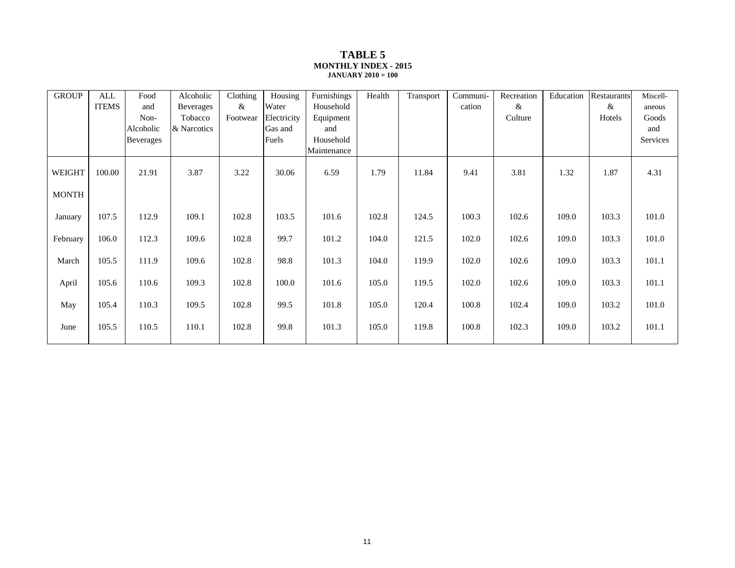# TABLE 5

**MONTHLY INDEX - 2015**

**JANUARY 2010 = 100**

| GROUP | ALL ITEMS | Food and Non-Alcoholic Beverages | Alcoholic Beverages Tobacco & Narcotics | Clothing & Footwear | Housing Water Electricity Gas and Fuels | Furnishings Household Equipment and Household Maintenance | Health | Transport | Communi-cation | Recreation & Culture | Education | Restaurants & Hotels | Miscell-aneous Goods and Services |
|---|---|---|---|---|---|---|---|---|---|---|---|---|---|
| WEIGHT | 100.00 | 21.91 | 3.87 | 3.22 | 30.06 | 6.59 | 1.79 | 11.84 | 9.41 | 3.81 | 1.32 | 1.87 | 4.31 |
| MONTH | | | | | | | | | | | | | |
| January | 107.5 | 112.9 | 109.1 | 102.8 | 103.5 | 101.6 | 102.8 | 124.5 | 100.3 | 102.6 | 109.0 | 103.3 | 101.0 |
| February | 106.0 | 112.3 | 109.6 | 102.8 | 99.7 | 101.2 | 104.0 | 121.5 | 102.0 | 102.6 | 109.0 | 103.3 | 101.0 |
| March | 105.5 | 111.9 | 109.6 | 102.8 | 98.8 | 101.3 | 104.0 | 119.9 | 102.0 | 102.6 | 109.0 | 103.3 | 101.1 |
| April | 105.6 | 110.6 | 109.3 | 102.8 | 100.0 | 101.6 | 105.0 | 119.5 | 102.0 | 102.6 | 109.0 | 103.3 | 101.1 |
| May | 105.4 | 110.3 | 109.5 | 102.8 | 99.5 | 101.8 | 105.0 | 120.4 | 100.8 | 102.4 | 109.0 | 103.2 | 101.0 |
| June | 105.5 | 110.5 | 110.1 | 102.8 | 99.8 | 101.3 | 105.0 | 119.8 | 100.8 | 102.3 | 109.0 | 103.2 | 101.1 |